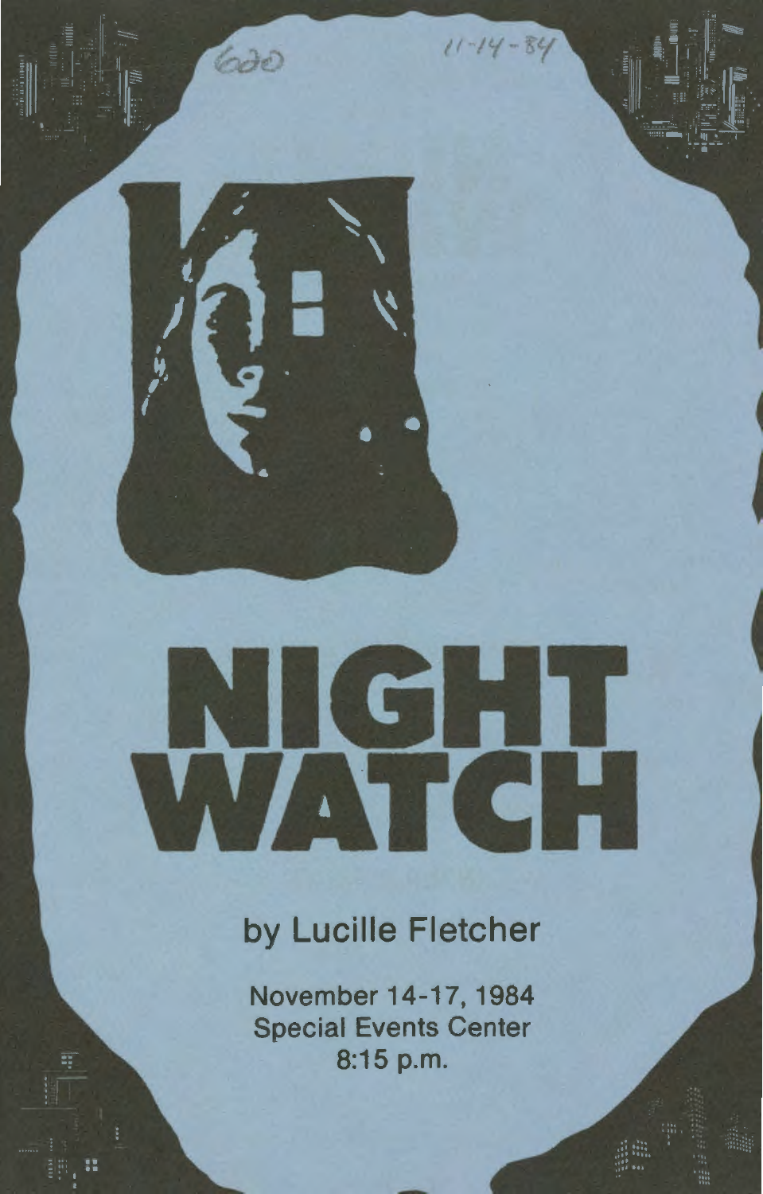620 11-14-84

# NIGHT WATCH

## by Lucille Fletcher

November 14-17, 1984
Special Events Center
8:15 p.m.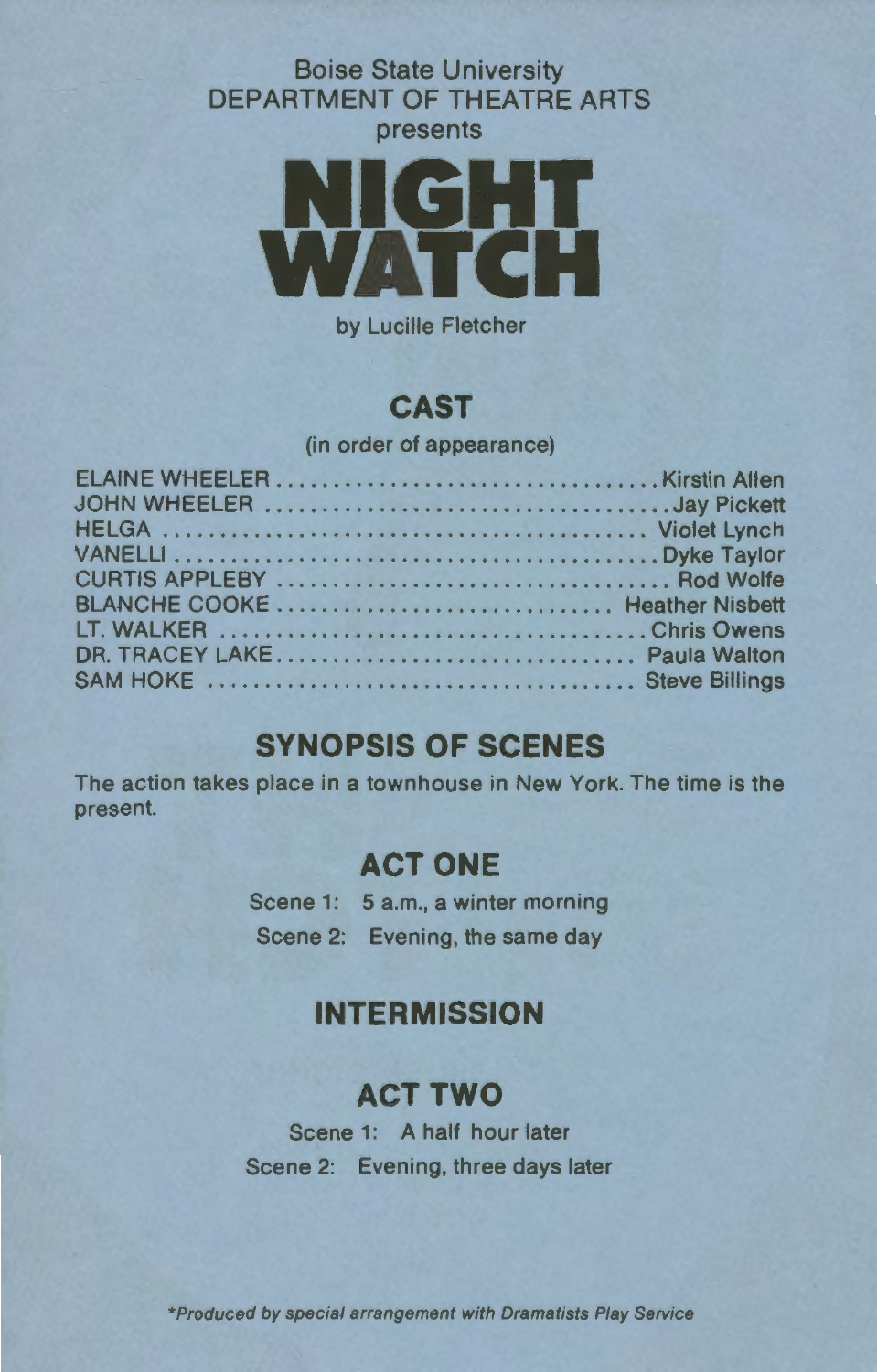Boise State University
DEPARTMENT OF THEATRE ARTS
presents

# NIGHT WATCH

by Lucille Fletcher

## CAST

(in order of appearance)

ELAINE WHEELER .................................. Kirstin Allen
JOHN WHEELER .................................. Jay Pickett
HELGA .................................. Violet Lynch
VANELLI .................................. Dyke Taylor
CURTIS APPLEBY .................................. Rod Wolfe
BLANCHE COOKE .................................. Heather Nisbett
LT. WALKER .................................. Chris Owens
DR. TRACEY LAKE .................................. Paula Walton
SAM HOKE .................................. Steve Billings

## SYNOPSIS OF SCENES

The action takes place in a townhouse in New York. The time is the present.

## ACT ONE

Scene 1: 5 a.m., a winter morning
Scene 2: Evening, the same day

## INTERMISSION

## ACT TWO

Scene 1: A half hour later
Scene 2: Evening, three days later

*\*Produced by special arrangement with Dramatists Play Service*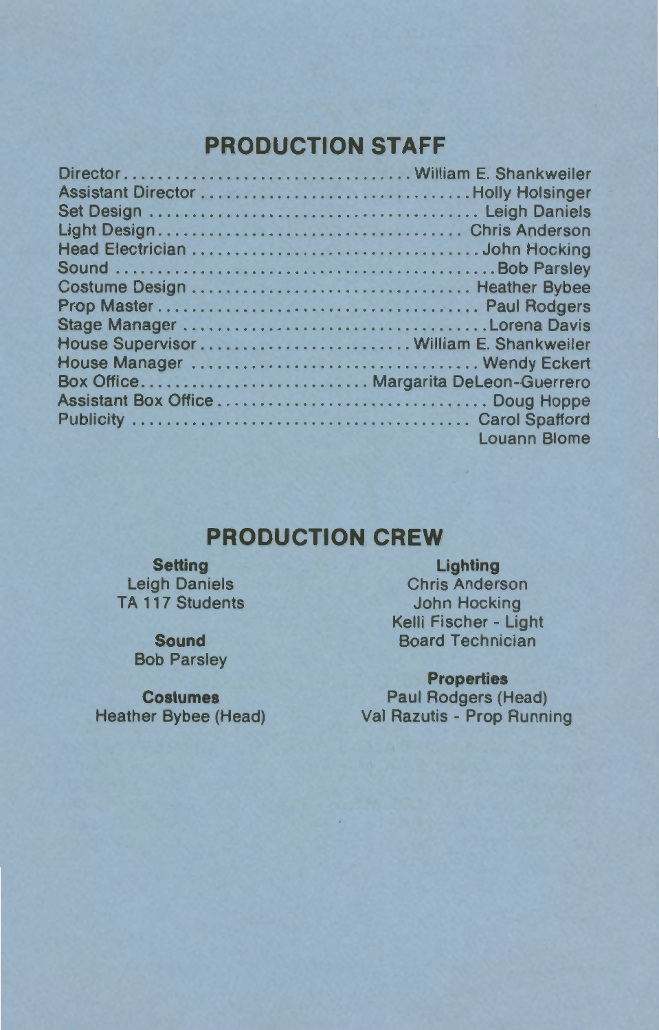## PRODUCTION STAFF

Director .................................. William E. Shankweiler
Assistant Director ................................ Holly Holsinger
Set Design ........................................ Leigh Daniels
Light Design..................................... Chris Anderson
Head Electrician .................................. John Hocking
Sound .............................................. Bob Parsley
Costume Design .................................. Heather Bybee
Prop Master....................................... Paul Rodgers
Stage Manager ..................................... Lorena Davis
House Supervisor......................... William E. Shankweiler
House Manager ................................... Wendy Eckert
Box Office.......................... Margarita DeLeon-Guerrero
Assistant Box Office................................. Doug Hoppe
Publicity .......................................... Carol Spafford
Louann Blome

## PRODUCTION CREW

**Setting**
Leigh Daniels
TA 117 Students

**Sound**
Bob Parsley

**Costumes**
Heather Bybee (Head)

**Lighting**
Chris Anderson
John Hocking
Kelli Fischer - Light Board Technician

**Properties**
Paul Rodgers (Head)
Val Razutis - Prop Running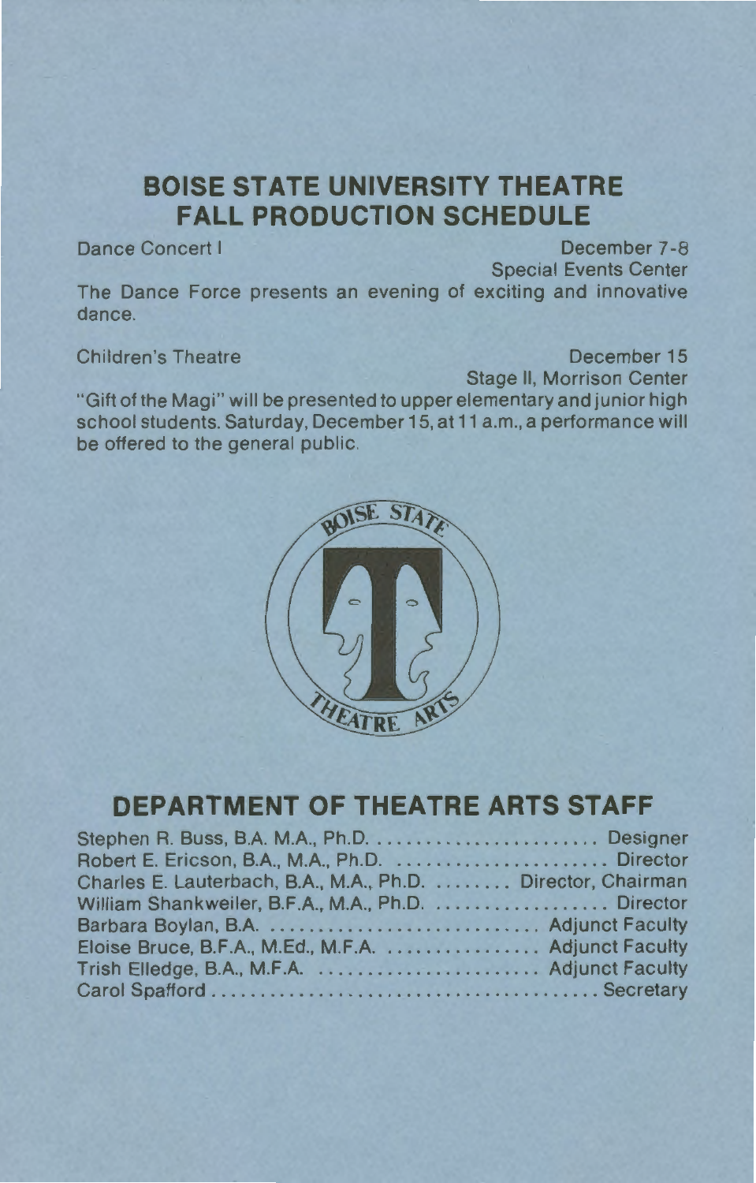## BOISE STATE UNIVERSITY THEATRE FALL PRODUCTION SCHEDULE

Dance Concert I — December 7-8
Special Events Center

The Dance Force presents an evening of exciting and innovative dance.

Children's Theatre — December 15
Stage II, Morrison Center

"Gift of the Magi" will be presented to upper elementary and junior high school students. Saturday, December 15, at 11 a.m., a performance will be offered to the general public.

## DEPARTMENT OF THEATRE ARTS STAFF

Stephen R. Buss, B.A. M.A., Ph.D. ........................ Designer
Robert E. Ericson, B.A., M.A., Ph.D. ...................... Director
Charles E. Lauterbach, B.A., M.A., Ph.D. ........ Director, Chairman
William Shankweiler, B.F.A., M.A., Ph.D. .................. Director
Barbara Boylan, B.A. ............................ Adjunct Faculty
Eloise Bruce, B.F.A., M.Ed., M.F.A. ................ Adjunct Faculty
Trish Elledge, B.A., M.F.A. ........................ Adjunct Faculty
Carol Spafford ......................................... Secretary